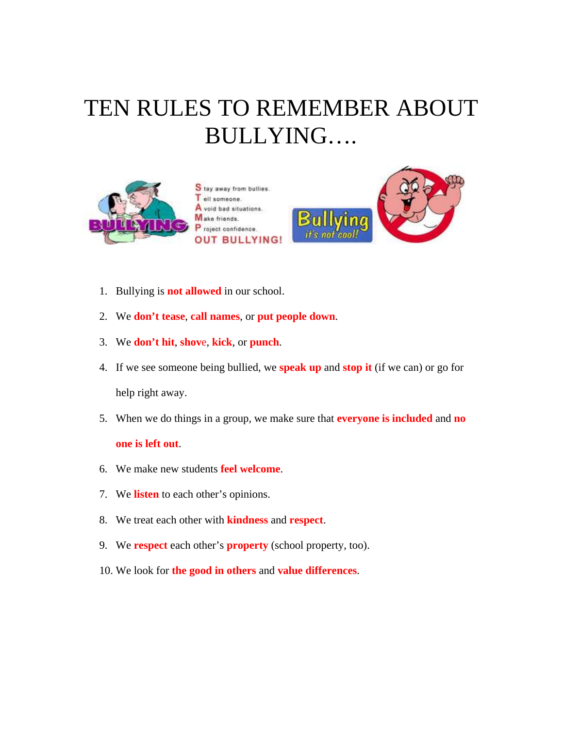# TEN RULES TO REMEMBER ABOUT BULLYING….

1. Bullying is **not allowed** in our school.
2. We **don't tease**, **call names**, or **put people down**.
3. We **don't hit**, **shove**, **kick**, or **punch**.
4. If we see someone being bullied, we **speak up** and **stop it** (if we can) or go for help right away.
5. When we do things in a group, we make sure that **everyone is included** and **no one is left out**.
6. We make new students **feel welcome**.
7. We **listen** to each other's opinions.
8. We treat each other with **kindness** and **respect**.
9. We **respect** each other's **property** (school property, too).
10. We look for **the good in others** and **value differences**.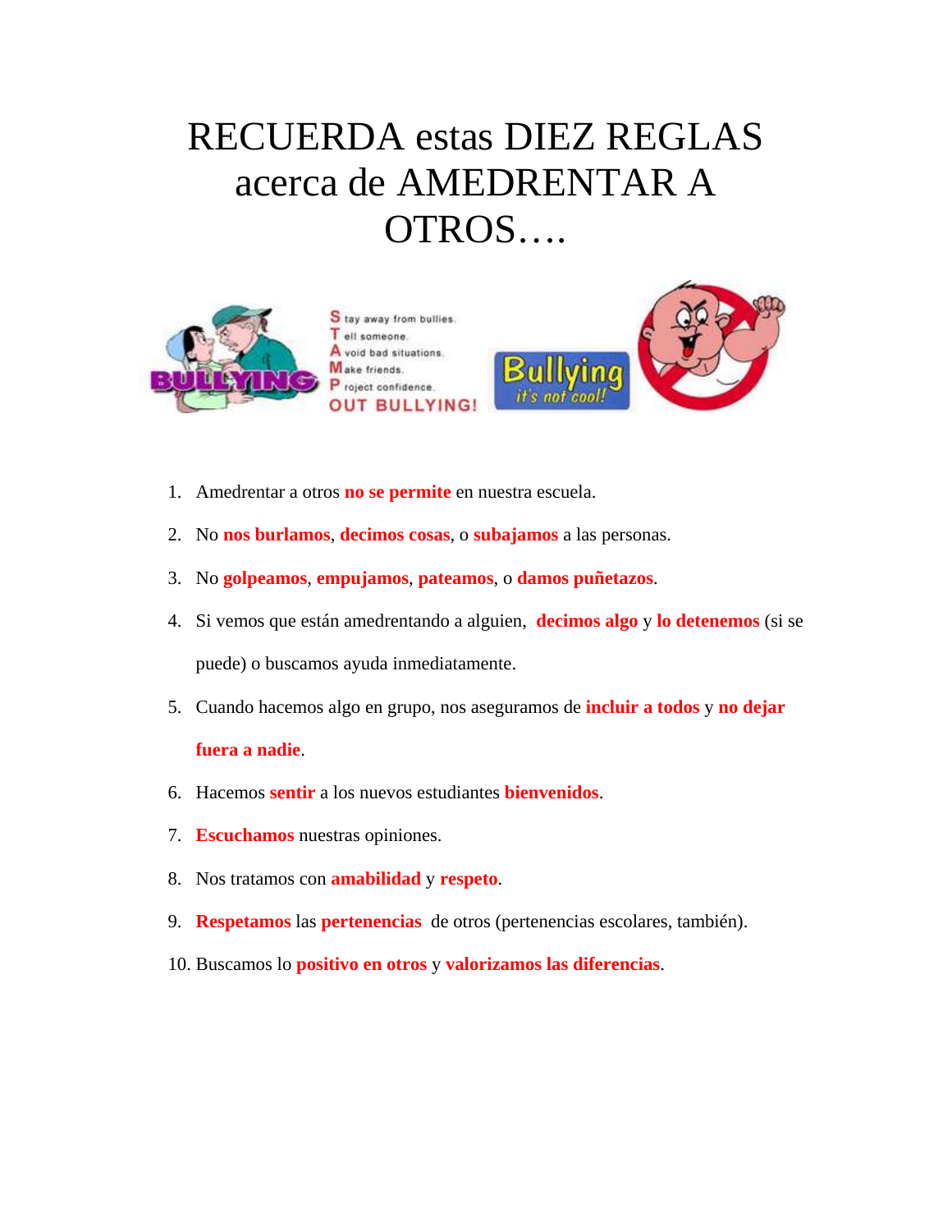# RECUERDA estas DIEZ REGLAS acerca de AMEDRENTAR A OTROS….

1. Amedrentar a otros **no se permite** en nuestra escuela.
2. No **nos burlamos**, **decimos cosas**, o **subajamos** a las personas.
3. No **golpeamos**, **empujamos**, **pateamos**, o **damos puñetazos**.
4. Si vemos que están amedrentando a alguien, **decimos algo** y **lo detenemos** (si se puede) o buscamos ayuda inmediatamente.
5. Cuando hacemos algo en grupo, nos aseguramos de **incluir a todos** y **no dejar fuera a nadie**.
6. Hacemos **sentir** a los nuevos estudiantes **bienvenidos**.
7. **Escuchamos** nuestras opiniones.
8. Nos tratamos con **amabilidad** y **respeto**.
9. **Respetamos** las **pertenencias** de otros (pertenencias escolares, también).
10. Buscamos lo **positivo en otros** y **valorizamos las diferencias**.